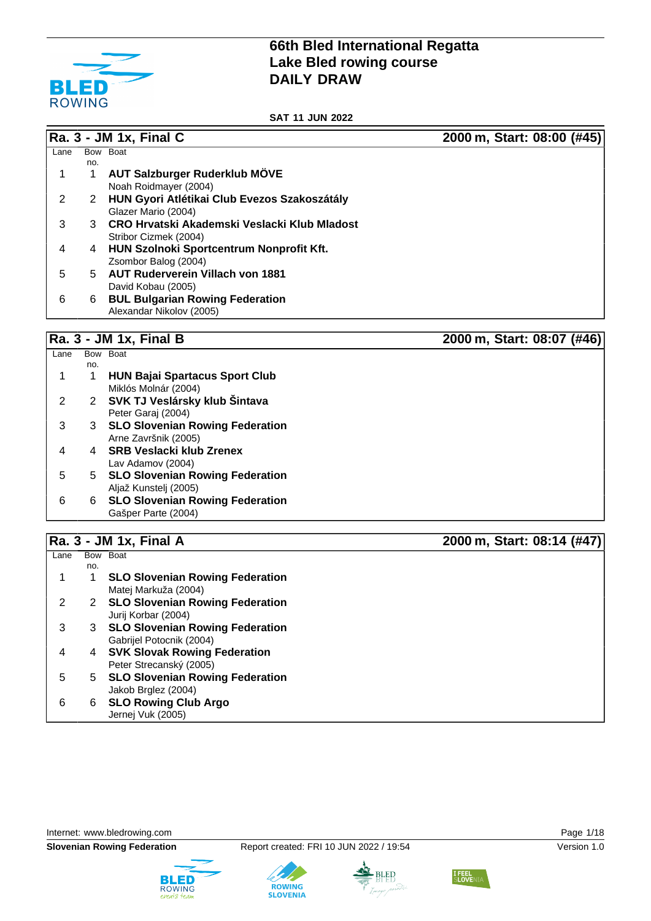# 66th Bled International Regatta
# Lake Bled rowing course
# DAILY DRAW

**SAT 11 JUN 2022**

## Ra. 3 - JM 1x, Final C — 2000 m, Start: 08:00 (#45)

| Lane | Bow no. | Boat |
|---|---|---|
| 1 | 1 | **AUT Salzburger Ruderklub MÖVE**<br>Noah Roidmayer (2004) |
| 2 | 2 | **HUN Gyori Atlétikai Club Evezos Szakoszátály**<br>Glazer Mario (2004) |
| 3 | 3 | **CRO Hrvatski Akademski Veslacki Klub Mladost**<br>Stribor Cizmek (2004) |
| 4 | 4 | **HUN Szolnoki Sportcentrum Nonprofit Kft.**<br>Zsombor Balog (2004) |
| 5 | 5 | **AUT Ruderverein Villach von 1881**<br>David Kobau (2005) |
| 6 | 6 | **BUL Bulgarian Rowing Federation**<br>Alexandar Nikolov (2005) |

## Ra. 3 - JM 1x, Final B — 2000 m, Start: 08:07 (#46)

| Lane | Bow no. | Boat |
|---|---|---|
| 1 | 1 | **HUN Bajai Spartacus Sport Club**<br>Miklós Molnár (2004) |
| 2 | 2 | **SVK TJ Veslársky klub Šintava**<br>Peter Garaj (2004) |
| 3 | 3 | **SLO Slovenian Rowing Federation**<br>Arne Završnik (2005) |
| 4 | 4 | **SRB Veslacki klub Zrenex**<br>Lav Adamov (2004) |
| 5 | 5 | **SLO Slovenian Rowing Federation**<br>Aljaž Kunstelj (2005) |
| 6 | 6 | **SLO Slovenian Rowing Federation**<br>Gašper Parte (2004) |

## Ra. 3 - JM 1x, Final A — 2000 m, Start: 08:14 (#47)

| Lane | Bow no. | Boat |
|---|---|---|
| 1 | 1 | **SLO Slovenian Rowing Federation**<br>Matej Markuža (2004) |
| 2 | 2 | **SLO Slovenian Rowing Federation**<br>Jurij Korbar (2004) |
| 3 | 3 | **SLO Slovenian Rowing Federation**<br>Gabrijel Potocnik (2004) |
| 4 | 4 | **SVK Slovak Rowing Federation**<br>Peter Strecanský (2005) |
| 5 | 5 | **SLO Slovenian Rowing Federation**<br>Jakob Brglez (2004) |
| 6 | 6 | **SLO Rowing Club Argo**<br>Jernej Vuk (2005) |

Internet: www.bledrowing.com

**Slovenian Rowing Federation** Report created: FRI 10 JUN 2022 / 19:54 Version 1.0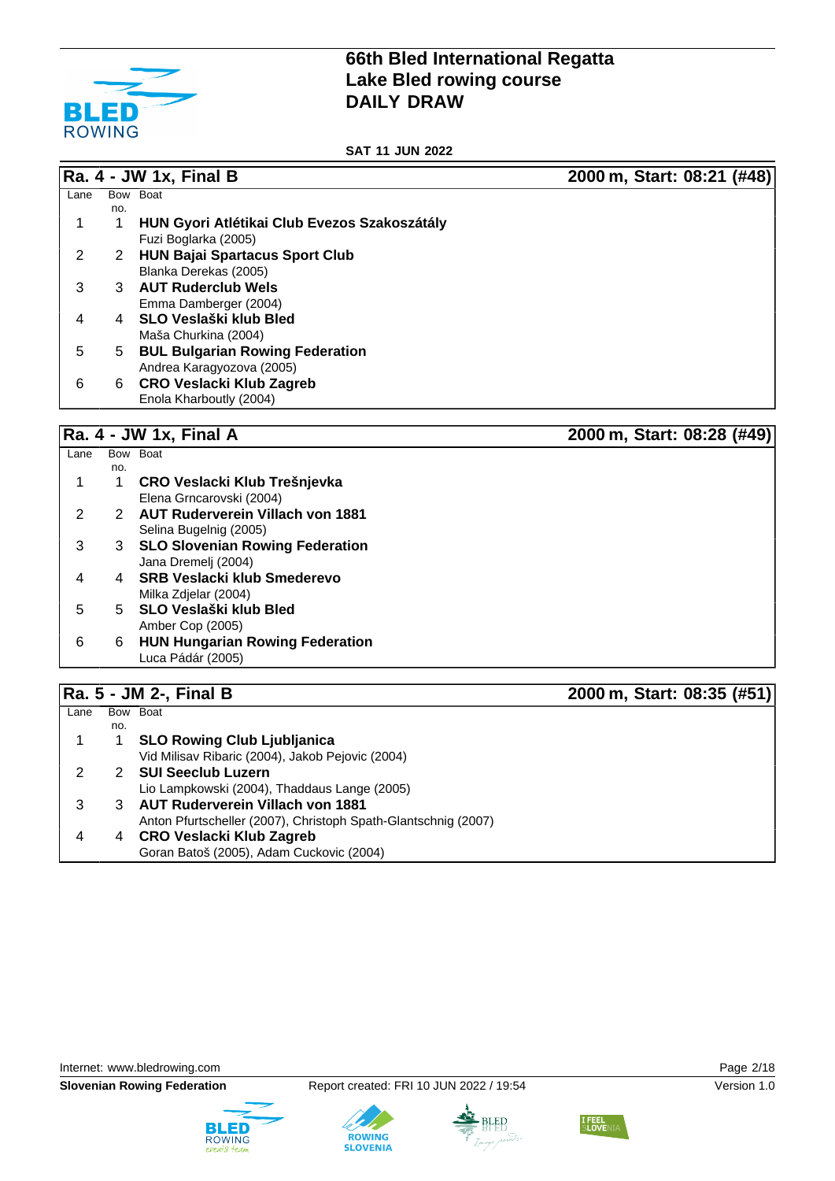# 66th Bled International Regatta
# Lake Bled rowing course
# DAILY DRAW

**SAT 11 JUN 2022**

## Ra. 4 - JW 1x, Final B — 2000 m, Start: 08:21 (#48)

| Lane | Bow no. | Boat |
|---|---|---|
| 1 | 1 | **HUN Gyori Atlétikai Club Evezos Szakoszátály**<br>Fuzi Boglarka (2005) |
| 2 | 2 | **HUN Bajai Spartacus Sport Club**<br>Blanka Derekas (2005) |
| 3 | 3 | **AUT Ruderclub Wels**<br>Emma Damberger (2004) |
| 4 | 4 | **SLO Veslaški klub Bled**<br>Maša Churkina (2004) |
| 5 | 5 | **BUL Bulgarian Rowing Federation**<br>Andrea Karagyozova (2005) |
| 6 | 6 | **CRO Veslacki Klub Zagreb**<br>Enola Kharboutly (2004) |

## Ra. 4 - JW 1x, Final A — 2000 m, Start: 08:28 (#49)

| Lane | Bow no. | Boat |
|---|---|---|
| 1 | 1 | **CRO Veslacki Klub Trešnjevka**<br>Elena Grncarovski (2004) |
| 2 | 2 | **AUT Ruderverein Villach von 1881**<br>Selina Bugelnig (2005) |
| 3 | 3 | **SLO Slovenian Rowing Federation**<br>Jana Dremelj (2004) |
| 4 | 4 | **SRB Veslacki klub Smederevo**<br>Milka Zdjelar (2004) |
| 5 | 5 | **SLO Veslaški klub Bled**<br>Amber Cop (2005) |
| 6 | 6 | **HUN Hungarian Rowing Federation**<br>Luca Pádár (2005) |

## Ra. 5 - JM 2-, Final B — 2000 m, Start: 08:35 (#51)

| Lane | Bow no. | Boat |
|---|---|---|
| 1 | 1 | **SLO Rowing Club Ljubljanica**<br>Vid Milisav Ribaric (2004), Jakob Pejovic (2004) |
| 2 | 2 | **SUI Seeclub Luzern**<br>Lio Lampkowski (2004), Thaddaus Lange (2005) |
| 3 | 3 | **AUT Ruderverein Villach von 1881**<br>Anton Pfurtscheller (2007), Christoph Spath-Glantschnig (2007) |
| 4 | 4 | **CRO Veslacki Klub Zagreb**<br>Goran Batoš (2005), Adam Cuckovic (2004) |

Internet: www.bledrowing.com

**Slovenian Rowing Federation** — Report created: FRI 10 JUN 2022 / 19:54 — Version 1.0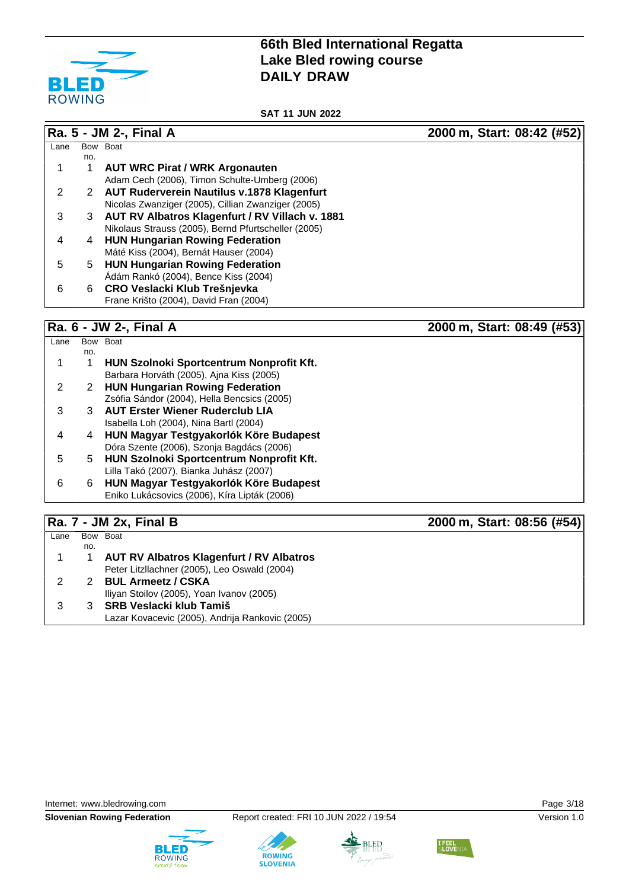# 66th Bled International Regatta
## Lake Bled rowing course
## DAILY DRAW

**SAT 11 JUN 2022**

### Ra. 5 - JM 2-, Final A — 2000 m, Start: 08:42 (#52)

| Lane | Bow no. | Boat |
|---|---|---|
| 1 | 1 | **AUT WRC Pirat / WRK Argonauten**<br>Adam Cech (2006), Timon Schulte-Umberg (2006) |
| 2 | 2 | **AUT Ruderverein Nautilus v.1878 Klagenfurt**<br>Nicolas Zwanziger (2005), Cillian Zwanziger (2005) |
| 3 | 3 | **AUT RV Albatros Klagenfurt / RV Villach v. 1881**<br>Nikolaus Strauss (2005), Bernd Pfurtscheller (2005) |
| 4 | 4 | **HUN Hungarian Rowing Federation**<br>Máté Kiss (2004), Bernát Hauser (2004) |
| 5 | 5 | **HUN Hungarian Rowing Federation**<br>Ádám Rankó (2004), Bence Kiss (2004) |
| 6 | 6 | **CRO Veslacki Klub Trešnjevka**<br>Frane Krišto (2004), David Fran (2004) |

### Ra. 6 - JW 2-, Final A — 2000 m, Start: 08:49 (#53)

| Lane | Bow no. | Boat |
|---|---|---|
| 1 | 1 | **HUN Szolnoki Sportcentrum Nonprofit Kft.**<br>Barbara Horváth (2005), Ajna Kiss (2005) |
| 2 | 2 | **HUN Hungarian Rowing Federation**<br>Zsófia Sándor (2004), Hella Bencsics (2005) |
| 3 | 3 | **AUT Erster Wiener Ruderclub LIA**<br>Isabella Loh (2004), Nina Bartl (2004) |
| 4 | 4 | **HUN Magyar Testgyakorlók Köre Budapest**<br>Dóra Szente (2006), Szonja Bagdács (2006) |
| 5 | 5 | **HUN Szolnoki Sportcentrum Nonprofit Kft.**<br>Lilla Takó (2007), Bianka Juhász (2007) |
| 6 | 6 | **HUN Magyar Testgyakorlók Köre Budapest**<br>Eniko Lukácsovics (2006), Kíra Lipták (2006) |

### Ra. 7 - JM 2x, Final B — 2000 m, Start: 08:56 (#54)

| Lane | Bow no. | Boat |
|---|---|---|
| 1 | 1 | **AUT RV Albatros Klagenfurt / RV Albatros**<br>Peter Litzllachner (2005), Leo Oswald (2004) |
| 2 | 2 | **BUL Armeetz / CSKA**<br>Iliyan Stoilov (2005), Yoan Ivanov (2005) |
| 3 | 3 | **SRB Veslacki klub Tamiš**<br>Lazar Kovacevic (2005), Andrija Rankovic (2005) |

Internet: www.bledrowing.com

**Slovenian Rowing Federation** — Report created: FRI 10 JUN 2022 / 19:54 — Version 1.0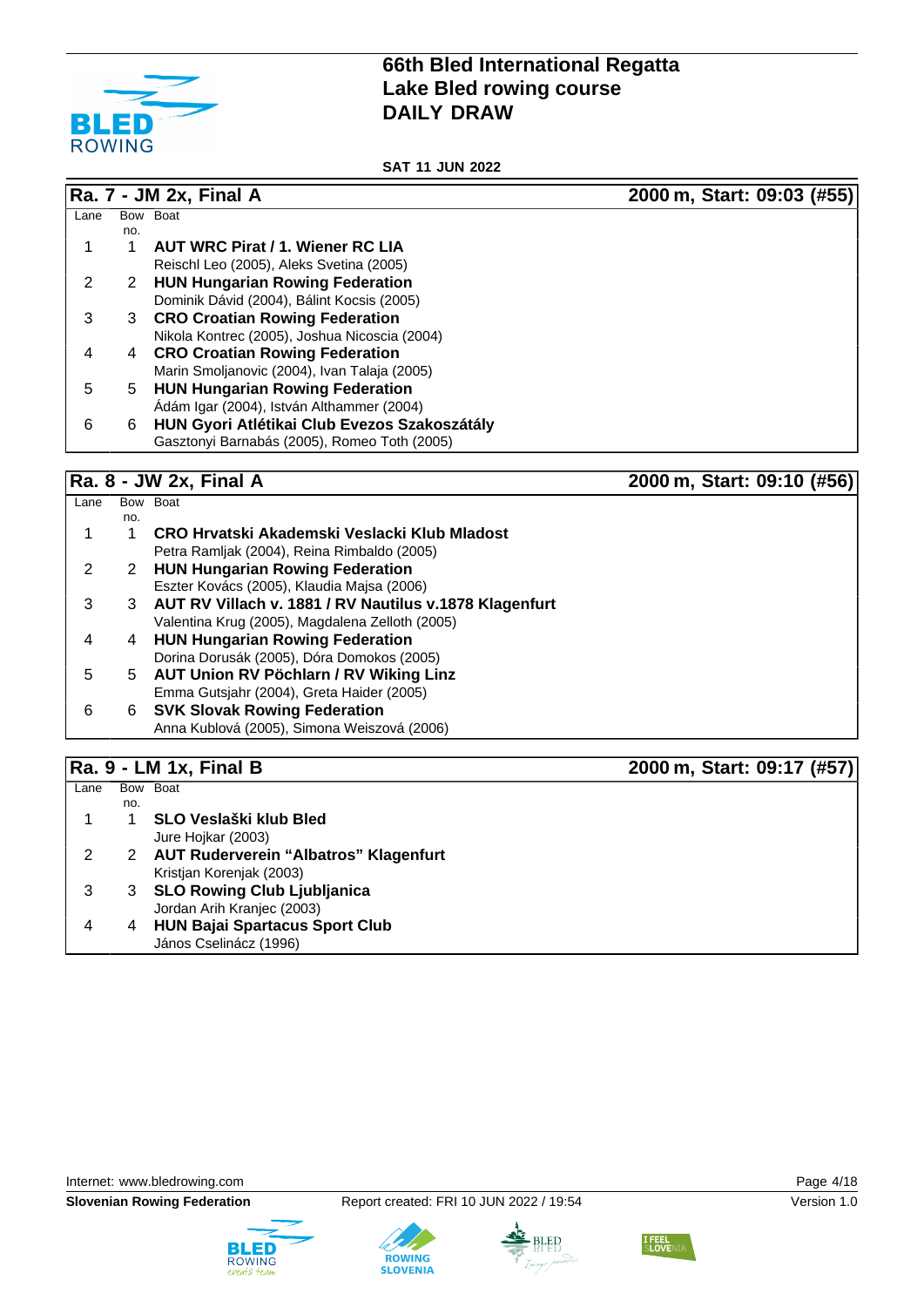# 66th Bled International Regatta
# Lake Bled rowing course
# DAILY DRAW

**SAT 11 JUN 2022**

## Ra. 7 - JM 2x, Final A

**2000 m, Start: 09:03 (#55)**

| Lane | Bow no. | Boat |
|---|---|---|
| 1 | 1 | **AUT WRC Pirat / 1. Wiener RC LIA** |
| | | Reischl Leo (2005), Aleks Svetina (2005) |
| 2 | 2 | **HUN Hungarian Rowing Federation** |
| | | Dominik Dávid (2004), Bálint Kocsis (2005) |
| 3 | 3 | **CRO Croatian Rowing Federation** |
| | | Nikola Kontrec (2005), Joshua Nicoscia (2004) |
| 4 | 4 | **CRO Croatian Rowing Federation** |
| | | Marin Smoljanovic (2004), Ivan Talaja (2005) |
| 5 | 5 | **HUN Hungarian Rowing Federation** |
| | | Ádám Igar (2004), István Althammer (2004) |
| 6 | 6 | **HUN Gyori Atlétikai Club Evezos Szakoszátály** |
| | | Gasztonyi Barnabás (2005), Romeo Toth (2005) |

## Ra. 8 - JW 2x, Final A

**2000 m, Start: 09:10 (#56)**

| Lane | Bow no. | Boat |
|---|---|---|
| 1 | 1 | **CRO Hrvatski Akademski Veslacki Klub Mladost** |
| | | Petra Ramljak (2004), Reina Rimbaldo (2005) |
| 2 | 2 | **HUN Hungarian Rowing Federation** |
| | | Eszter Kovács (2005), Klaudia Majsa (2006) |
| 3 | 3 | **AUT RV Villach v. 1881 / RV Nautilus v.1878 Klagenfurt** |
| | | Valentina Krug (2005), Magdalena Zelloth (2005) |
| 4 | 4 | **HUN Hungarian Rowing Federation** |
| | | Dorina Dorusák (2005), Dóra Domokos (2005) |
| 5 | 5 | **AUT Union RV Pöchlarn / RV Wiking Linz** |
| | | Emma Gutsjahr (2004), Greta Haider (2005) |
| 6 | 6 | **SVK Slovak Rowing Federation** |
| | | Anna Kublová (2005), Simona Weiszová (2006) |

## Ra. 9 - LM 1x, Final B

**2000 m, Start: 09:17 (#57)**

| Lane | Bow no. | Boat |
|---|---|---|
| 1 | 1 | **SLO Veslaški klub Bled** |
| | | Jure Hojkar (2003) |
| 2 | 2 | **AUT Ruderverein “Albatros” Klagenfurt** |
| | | Kristjan Korenjak (2003) |
| 3 | 3 | **SLO Rowing Club Ljubljanica** |
| | | Jordan Arih Kranjec (2003) |
| 4 | 4 | **HUN Bajai Spartacus Sport Club** |
| | | János Cselinácz (1996) |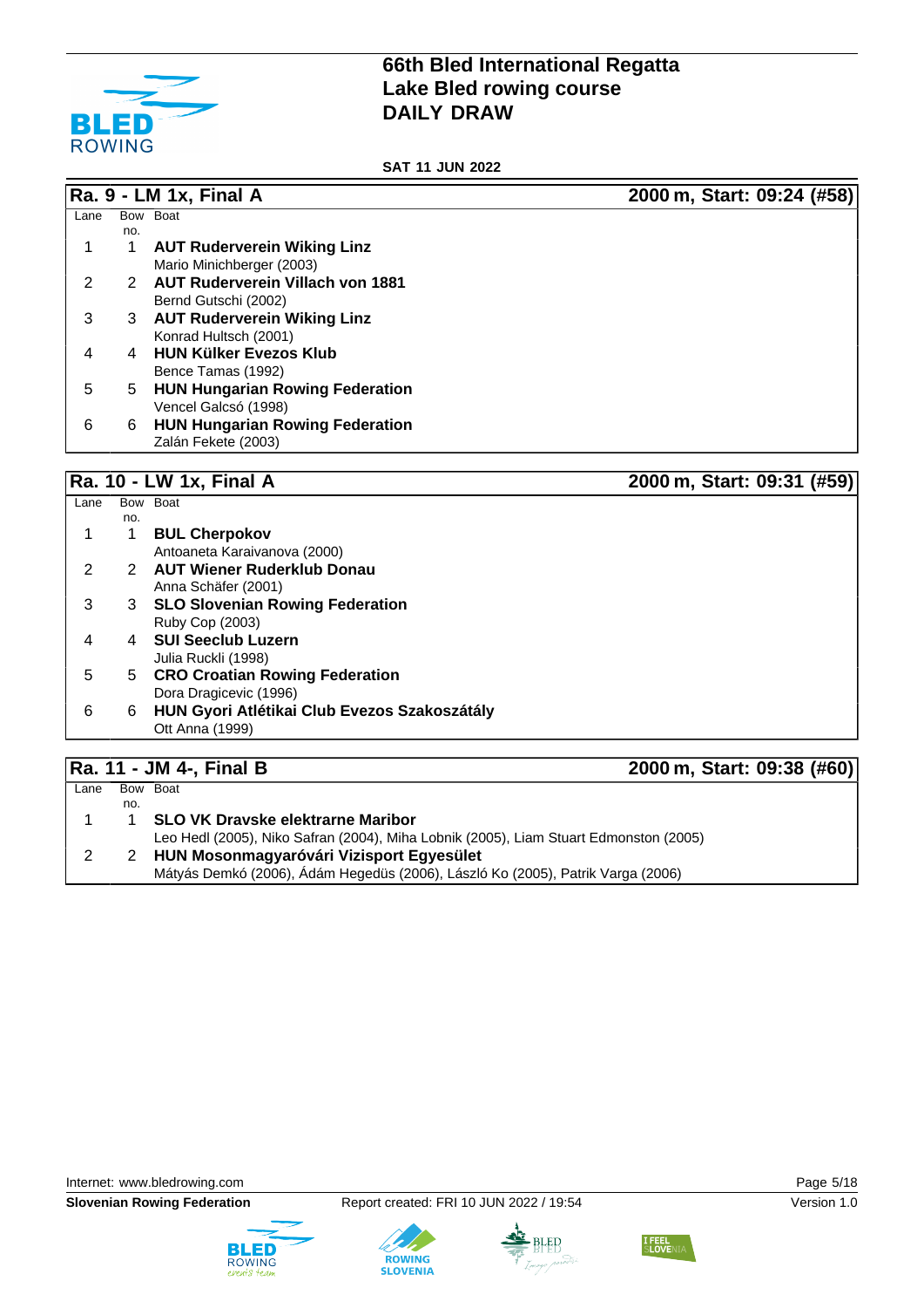# 66th Bled International Regatta
# Lake Bled rowing course
# DAILY DRAW

**SAT 11 JUN 2022**

## Ra. 9 - LM 1x, Final A — 2000 m, Start: 09:24 (#58)

| Lane | Bow no. | Boat |
|---|---|---|
| 1 | 1 | **AUT Ruderverein Wiking Linz**<br>Mario Minichberger (2003) |
| 2 | 2 | **AUT Ruderverein Villach von 1881**<br>Bernd Gutschi (2002) |
| 3 | 3 | **AUT Ruderverein Wiking Linz**<br>Konrad Hultsch (2001) |
| 4 | 4 | **HUN Külker Evezos Klub**<br>Bence Tamas (1992) |
| 5 | 5 | **HUN Hungarian Rowing Federation**<br>Vencel Galcsó (1998) |
| 6 | 6 | **HUN Hungarian Rowing Federation**<br>Zalán Fekete (2003) |

## Ra. 10 - LW 1x, Final A — 2000 m, Start: 09:31 (#59)

| Lane | Bow no. | Boat |
|---|---|---|
| 1 | 1 | **BUL Cherpokov**<br>Antoaneta Karaivanova (2000) |
| 2 | 2 | **AUT Wiener Ruderklub Donau**<br>Anna Schäfer (2001) |
| 3 | 3 | **SLO Slovenian Rowing Federation**<br>Ruby Cop (2003) |
| 4 | 4 | **SUI Seeclub Luzern**<br>Julia Ruckli (1998) |
| 5 | 5 | **CRO Croatian Rowing Federation**<br>Dora Dragicevic (1996) |
| 6 | 6 | **HUN Gyori Atlétikai Club Evezos Szakoszátály**<br>Ott Anna (1999) |

## Ra. 11 - JM 4-, Final B — 2000 m, Start: 09:38 (#60)

| Lane | Bow no. | Boat |
|---|---|---|
| 1 | 1 | **SLO VK Dravske elektrarne Maribor**<br>Leo Hedl (2005), Niko Safran (2004), Miha Lobnik (2005), Liam Stuart Edmonston (2005) |
| 2 | 2 | **HUN Mosonmagyaróvári Vizisport Egyesület**<br>Mátyás Demkó (2006), Ádám Hegedüs (2006), László Ko (2005), Patrik Varga (2006) |

Internet: www.bledrowing.com

**Slovenian Rowing Federation** — Report created: FRI 10 JUN 2022 / 19:54 — Version 1.0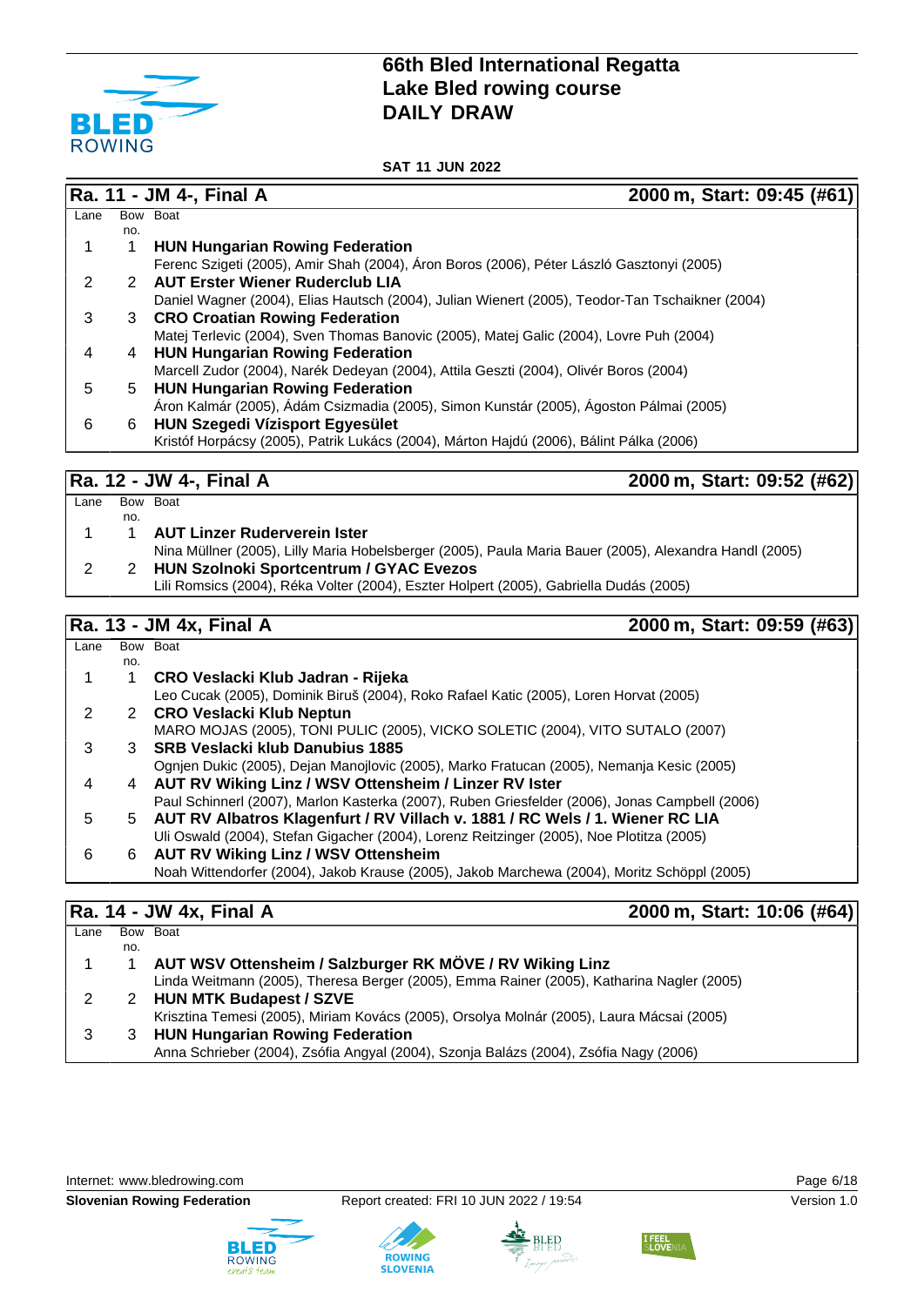# 66th Bled International Regatta
# Lake Bled rowing course
# DAILY DRAW

**SAT 11 JUN 2022**

## Ra. 11 - JM 4-, Final A — 2000 m, Start: 09:45 (#61)

| Lane | Bow no. | Boat |
|---|---|---|
| 1 | 1 | **HUN Hungarian Rowing Federation**<br>Ferenc Szigeti (2005), Amir Shah (2004), Áron Boros (2006), Péter László Gasztonyi (2005) |
| 2 | 2 | **AUT Erster Wiener Ruderclub LIA**<br>Daniel Wagner (2004), Elias Hautsch (2004), Julian Wienert (2005), Teodor-Tan Tschaikner (2004) |
| 3 | 3 | **CRO Croatian Rowing Federation**<br>Matej Terlevic (2004), Sven Thomas Banovic (2005), Matej Galic (2004), Lovre Puh (2004) |
| 4 | 4 | **HUN Hungarian Rowing Federation**<br>Marcell Zudor (2004), Narék Dedeyan (2004), Attila Geszti (2004), Olivér Boros (2004) |
| 5 | 5 | **HUN Hungarian Rowing Federation**<br>Áron Kalmár (2005), Ádám Csizmadia (2005), Simon Kunstár (2005), Ágoston Pálmai (2005) |
| 6 | 6 | **HUN Szegedi Vízisport Egyesület**<br>Kristóf Horpácsy (2005), Patrik Lukács (2004), Márton Hajdú (2006), Bálint Pálka (2006) |

## Ra. 12 - JW 4-, Final A — 2000 m, Start: 09:52 (#62)

| Lane | Bow no. | Boat |
|---|---|---|
| 1 | 1 | **AUT Linzer Ruderverein Ister**<br>Nina Müllner (2005), Lilly Maria Hobelsberger (2005), Paula Maria Bauer (2005), Alexandra Handl (2005) |
| 2 | 2 | **HUN Szolnoki Sportcentrum / GYAC Evezos**<br>Lili Romsics (2004), Réka Volter (2004), Eszter Holpert (2005), Gabriella Dudás (2005) |

## Ra. 13 - JM 4x, Final A — 2000 m, Start: 09:59 (#63)

| Lane | Bow no. | Boat |
|---|---|---|
| 1 | 1 | **CRO Veslacki Klub Jadran - Rijeka**<br>Leo Cucak (2005), Dominik Biruš (2004), Roko Rafael Katic (2005), Loren Horvat (2005) |
| 2 | 2 | **CRO Veslacki Klub Neptun**<br>MARO MOJAS (2005), TONI PULIC (2005), VICKO SOLETIC (2004), VITO SUTALO (2007) |
| 3 | 3 | **SRB Veslacki klub Danubius 1885**<br>Ognjen Dukic (2005), Dejan Manojlovic (2005), Marko Fratucan (2005), Nemanja Kesic (2005) |
| 4 | 4 | **AUT RV Wiking Linz / WSV Ottensheim / Linzer RV Ister**<br>Paul Schinnerl (2007), Marlon Kasterka (2007), Ruben Griesfelder (2006), Jonas Campbell (2006) |
| 5 | 5 | **AUT RV Albatros Klagenfurt / RV Villach v. 1881 / RC Wels / 1. Wiener RC LIA**<br>Uli Oswald (2004), Stefan Gigacher (2004), Lorenz Reitzinger (2005), Noe Plotitza (2005) |
| 6 | 6 | **AUT RV Wiking Linz / WSV Ottensheim**<br>Noah Wittendorfer (2004), Jakob Krause (2005), Jakob Marchewa (2004), Moritz Schöppl (2005) |

## Ra. 14 - JW 4x, Final A — 2000 m, Start: 10:06 (#64)

| Lane | Bow no. | Boat |
|---|---|---|
| 1 | 1 | **AUT WSV Ottensheim / Salzburger RK MÖVE / RV Wiking Linz**<br>Linda Weitmann (2005), Theresa Berger (2005), Emma Rainer (2005), Katharina Nagler (2005) |
| 2 | 2 | **HUN MTK Budapest / SZVE**<br>Krisztina Temesi (2005), Miriam Kovács (2005), Orsolya Molnár (2005), Laura Mácsai (2005) |
| 3 | 3 | **HUN Hungarian Rowing Federation**<br>Anna Schrieber (2004), Zsófia Angyal (2004), Szonja Balázs (2004), Zsófia Nagy (2006) |

Internet: www.bledrowing.com

**Slovenian Rowing Federation** — Report created: FRI 10 JUN 2022 / 19:54 — Version 1.0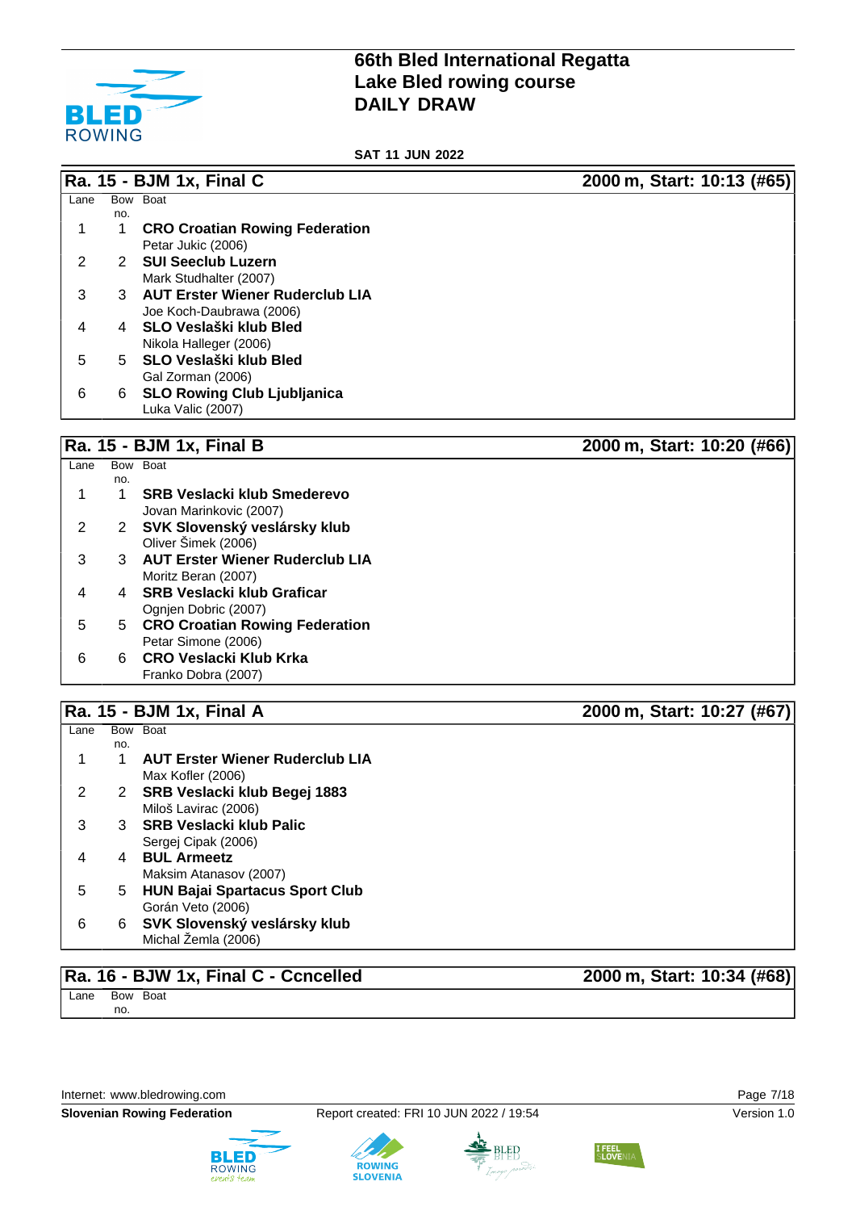# 66th Bled International Regatta
# Lake Bled rowing course
# DAILY DRAW

**SAT 11 JUN 2022**

## Ra. 15 - BJM 1x, Final C — 2000 m, Start: 10:13 (#65)

| Lane | Bow no. | Boat |
|---|---|---|
| 1 | 1 | **CRO Croatian Rowing Federation**<br>Petar Jukic (2006) |
| 2 | 2 | **SUI Seeclub Luzern**<br>Mark Studhalter (2007) |
| 3 | 3 | **AUT Erster Wiener Ruderclub LIA**<br>Joe Koch-Daubrawa (2006) |
| 4 | 4 | **SLO Veslaški klub Bled**<br>Nikola Halleger (2006) |
| 5 | 5 | **SLO Veslaški klub Bled**<br>Gal Zorman (2006) |
| 6 | 6 | **SLO Rowing Club Ljubljanica**<br>Luka Valic (2007) |

## Ra. 15 - BJM 1x, Final B — 2000 m, Start: 10:20 (#66)

| Lane | Bow no. | Boat |
|---|---|---|
| 1 | 1 | **SRB Veslacki klub Smederevo**<br>Jovan Marinkovic (2007) |
| 2 | 2 | **SVK Slovenský veslársky klub**<br>Oliver Šimek (2006) |
| 3 | 3 | **AUT Erster Wiener Ruderclub LIA**<br>Moritz Beran (2007) |
| 4 | 4 | **SRB Veslacki klub Graficar**<br>Ognjen Dobric (2007) |
| 5 | 5 | **CRO Croatian Rowing Federation**<br>Petar Simone (2006) |
| 6 | 6 | **CRO Veslacki Klub Krka**<br>Franko Dobra (2007) |

## Ra. 15 - BJM 1x, Final A — 2000 m, Start: 10:27 (#67)

| Lane | Bow no. | Boat |
|---|---|---|
| 1 | 1 | **AUT Erster Wiener Ruderclub LIA**<br>Max Kofler (2006) |
| 2 | 2 | **SRB Veslacki klub Begej 1883**<br>Miloš Lavirac (2006) |
| 3 | 3 | **SRB Veslacki klub Palic**<br>Sergej Cipak (2006) |
| 4 | 4 | **BUL Armeetz**<br>Maksim Atanasov (2007) |
| 5 | 5 | **HUN Bajai Spartacus Sport Club**<br>Gorán Veto (2006) |
| 6 | 6 | **SVK Slovenský veslársky klub**<br>Michal Žemla (2006) |

## Ra. 16 - BJW 1x, Final C - Ccncelled — 2000 m, Start: 10:34 (#68)

| Lane | Bow no. | Boat |
|---|---|---|

Internet: www.bledrowing.com

**Slovenian Rowing Federation** — Report created: FRI 10 JUN 2022 / 19:54 — Version 1.0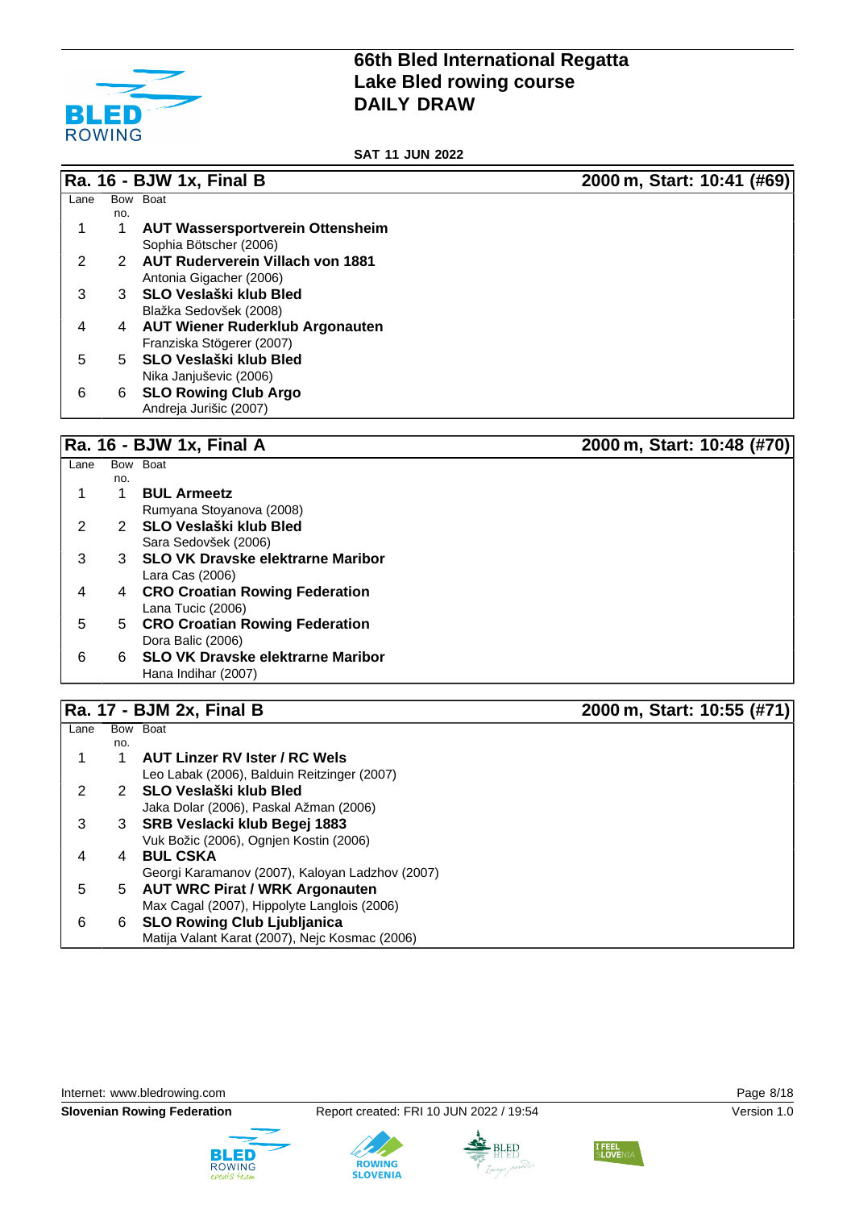# 66th Bled International Regatta
# Lake Bled rowing course
# DAILY DRAW

**SAT 11 JUN 2022**

## Ra. 16 - BJW 1x, Final B

**2000 m, Start: 10:41 (#69)**

| Lane | Bow no. | Boat |
|---|---|---|
| 1 | 1 | **AUT Wassersportverein Ottensheim**<br>Sophia Bötscher (2006) |
| 2 | 2 | **AUT Ruderverein Villach von 1881**<br>Antonia Gigacher (2006) |
| 3 | 3 | **SLO Veslaški klub Bled**<br>Blažka Sedovšek (2008) |
| 4 | 4 | **AUT Wiener Ruderklub Argonauten**<br>Franziska Stögerer (2007) |
| 5 | 5 | **SLO Veslaški klub Bled**<br>Nika Janjuševic (2006) |
| 6 | 6 | **SLO Rowing Club Argo**<br>Andreja Jurišic (2007) |

## Ra. 16 - BJW 1x, Final A

**2000 m, Start: 10:48 (#70)**

| Lane | Bow no. | Boat |
|---|---|---|
| 1 | 1 | **BUL Armeetz**<br>Rumyana Stoyanova (2008) |
| 2 | 2 | **SLO Veslaški klub Bled**<br>Sara Sedovšek (2006) |
| 3 | 3 | **SLO VK Dravske elektrarne Maribor**<br>Lara Cas (2006) |
| 4 | 4 | **CRO Croatian Rowing Federation**<br>Lana Tucic (2006) |
| 5 | 5 | **CRO Croatian Rowing Federation**<br>Dora Balic (2006) |
| 6 | 6 | **SLO VK Dravske elektrarne Maribor**<br>Hana Indihar (2007) |

## Ra. 17 - BJM 2x, Final B

**2000 m, Start: 10:55 (#71)**

| Lane | Bow no. | Boat |
|---|---|---|
| 1 | 1 | **AUT Linzer RV Ister / RC Wels**<br>Leo Labak (2006), Balduin Reitzinger (2007) |
| 2 | 2 | **SLO Veslaški klub Bled**<br>Jaka Dolar (2006), Paskal Ažman (2006) |
| 3 | 3 | **SRB Veslacki klub Begej 1883**<br>Vuk Božic (2006), Ognjen Kostin (2006) |
| 4 | 4 | **BUL CSKA**<br>Georgi Karamanov (2007), Kaloyan Ladzhov (2007) |
| 5 | 5 | **AUT WRC Pirat / WRK Argonauten**<br>Max Cagal (2007), Hippolyte Langlois (2006) |
| 6 | 6 | **SLO Rowing Club Ljubljanica**<br>Matija Valant Karat (2007), Nejc Kosmac (2006) |

Internet: www.bledrowing.com

**Slovenian Rowing Federation** Report created: FRI 10 JUN 2022 / 19:54 Version 1.0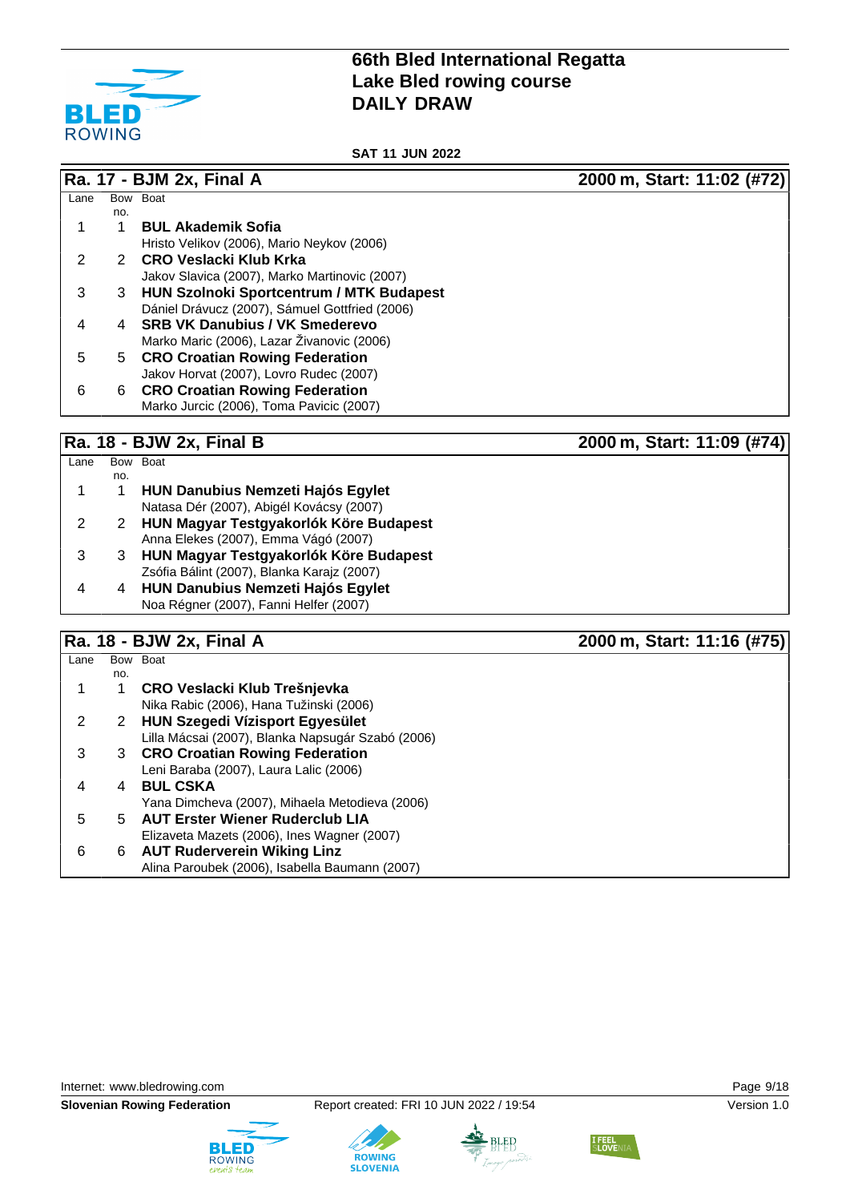# 66th Bled International Regatta
# Lake Bled rowing course
# DAILY DRAW

**SAT 11 JUN 2022**

## Ra. 17 - BJM 2x, Final A — 2000 m, Start: 11:02 (#72)

| Lane | Bow no. | Boat |
|---|---|---|
| 1 | 1 | **BUL Akademik Sofia**<br>Hristo Velikov (2006), Mario Neykov (2006) |
| 2 | 2 | **CRO Veslacki Klub Krka**<br>Jakov Slavica (2007), Marko Martinovic (2007) |
| 3 | 3 | **HUN Szolnoki Sportcentrum / MTK Budapest**<br>Dániel Drávucz (2007), Sámuel Gottfried (2006) |
| 4 | 4 | **SRB VK Danubius / VK Smederevo**<br>Marko Maric (2006), Lazar Živanovic (2006) |
| 5 | 5 | **CRO Croatian Rowing Federation**<br>Jakov Horvat (2007), Lovro Rudec (2007) |
| 6 | 6 | **CRO Croatian Rowing Federation**<br>Marko Jurcic (2006), Toma Pavicic (2007) |

## Ra. 18 - BJW 2x, Final B — 2000 m, Start: 11:09 (#74)

| Lane | Bow no. | Boat |
|---|---|---|
| 1 | 1 | **HUN Danubius Nemzeti Hajós Egylet**<br>Natasa Dér (2007), Abigél Kovácsy (2007) |
| 2 | 2 | **HUN Magyar Testgyakorlók Köre Budapest**<br>Anna Elekes (2007), Emma Vágó (2007) |
| 3 | 3 | **HUN Magyar Testgyakorlók Köre Budapest**<br>Zsófia Bálint (2007), Blanka Karajz (2007) |
| 4 | 4 | **HUN Danubius Nemzeti Hajós Egylet**<br>Noa Régner (2007), Fanni Helfer (2007) |

## Ra. 18 - BJW 2x, Final A — 2000 m, Start: 11:16 (#75)

| Lane | Bow no. | Boat |
|---|---|---|
| 1 | 1 | **CRO Veslacki Klub Trešnjevka**<br>Nika Rabic (2006), Hana Tužinski (2006) |
| 2 | 2 | **HUN Szegedi Vízisport Egyesület**<br>Lilla Mácsai (2007), Blanka Napsugár Szabó (2006) |
| 3 | 3 | **CRO Croatian Rowing Federation**<br>Leni Baraba (2007), Laura Lalic (2006) |
| 4 | 4 | **BUL CSKA**<br>Yana Dimcheva (2007), Mihaela Metodieva (2006) |
| 5 | 5 | **AUT Erster Wiener Ruderclub LIA**<br>Elizaveta Mazets (2006), Ines Wagner (2007) |
| 6 | 6 | **AUT Ruderverein Wiking Linz**<br>Alina Paroubek (2006), Isabella Baumann (2007) |

Internet: www.bledrowing.com

**Slovenian Rowing Federation** — Report created: FRI 10 JUN 2022 / 19:54 — Version 1.0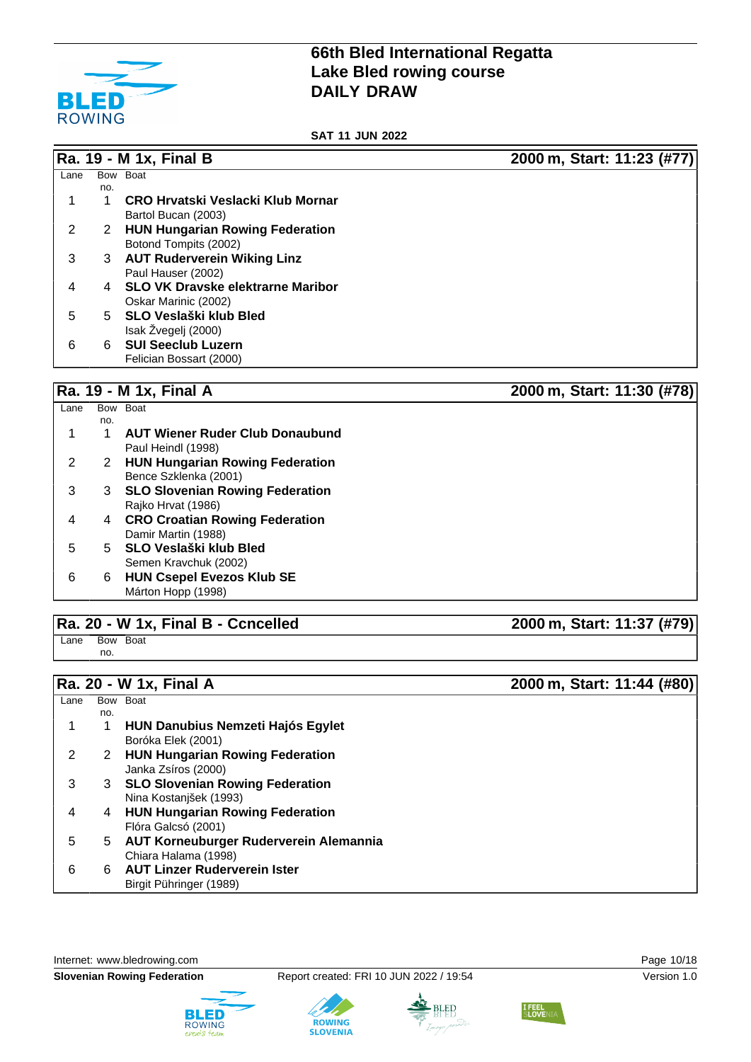# 66th Bled International Regatta
# Lake Bled rowing course
# DAILY DRAW

**SAT 11 JUN 2022**

## Ra. 19 - M 1x, Final B — 2000 m, Start: 11:23 (#77)

| Lane | Bow no. | Boat |
|---|---|---|
| 1 | 1 | **CRO Hrvatski Veslacki Klub Mornar**<br>Bartol Bucan (2003) |
| 2 | 2 | **HUN Hungarian Rowing Federation**<br>Botond Tompits (2002) |
| 3 | 3 | **AUT Ruderverein Wiking Linz**<br>Paul Hauser (2002) |
| 4 | 4 | **SLO VK Dravske elektrarne Maribor**<br>Oskar Marinic (2002) |
| 5 | 5 | **SLO Veslaški klub Bled**<br>Isak Žvegelj (2000) |
| 6 | 6 | **SUI Seeclub Luzern**<br>Felician Bossart (2000) |

## Ra. 19 - M 1x, Final A — 2000 m, Start: 11:30 (#78)

| Lane | Bow no. | Boat |
|---|---|---|
| 1 | 1 | **AUT Wiener Ruder Club Donaubund**<br>Paul Heindl (1998) |
| 2 | 2 | **HUN Hungarian Rowing Federation**<br>Bence Szklenka (2001) |
| 3 | 3 | **SLO Slovenian Rowing Federation**<br>Rajko Hrvat (1986) |
| 4 | 4 | **CRO Croatian Rowing Federation**<br>Damir Martin (1988) |
| 5 | 5 | **SLO Veslaški klub Bled**<br>Semen Kravchuk (2002) |
| 6 | 6 | **HUN Csepel Evezos Klub SE**<br>Márton Hopp (1998) |

## Ra. 20 - W 1x, Final B - Ccncelled — 2000 m, Start: 11:37 (#79)

| Lane | Bow no. | Boat |
|---|---|---|

## Ra. 20 - W 1x, Final A — 2000 m, Start: 11:44 (#80)

| Lane | Bow no. | Boat |
|---|---|---|
| 1 | 1 | **HUN Danubius Nemzeti Hajós Egylet**<br>Boróka Elek (2001) |
| 2 | 2 | **HUN Hungarian Rowing Federation**<br>Janka Zsíros (2000) |
| 3 | 3 | **SLO Slovenian Rowing Federation**<br>Nina Kostanjšek (1993) |
| 4 | 4 | **HUN Hungarian Rowing Federation**<br>Flóra Galcsó (2001) |
| 5 | 5 | **AUT Korneuburger Ruderverein Alemannia**<br>Chiara Halama (1998) |
| 6 | 6 | **AUT Linzer Ruderverein Ister**<br>Birgit Pühringer (1989) |

Internet: www.bledrowing.com

**Slovenian Rowing Federation** — Report created: FRI 10 JUN 2022 / 19:54 — Version 1.0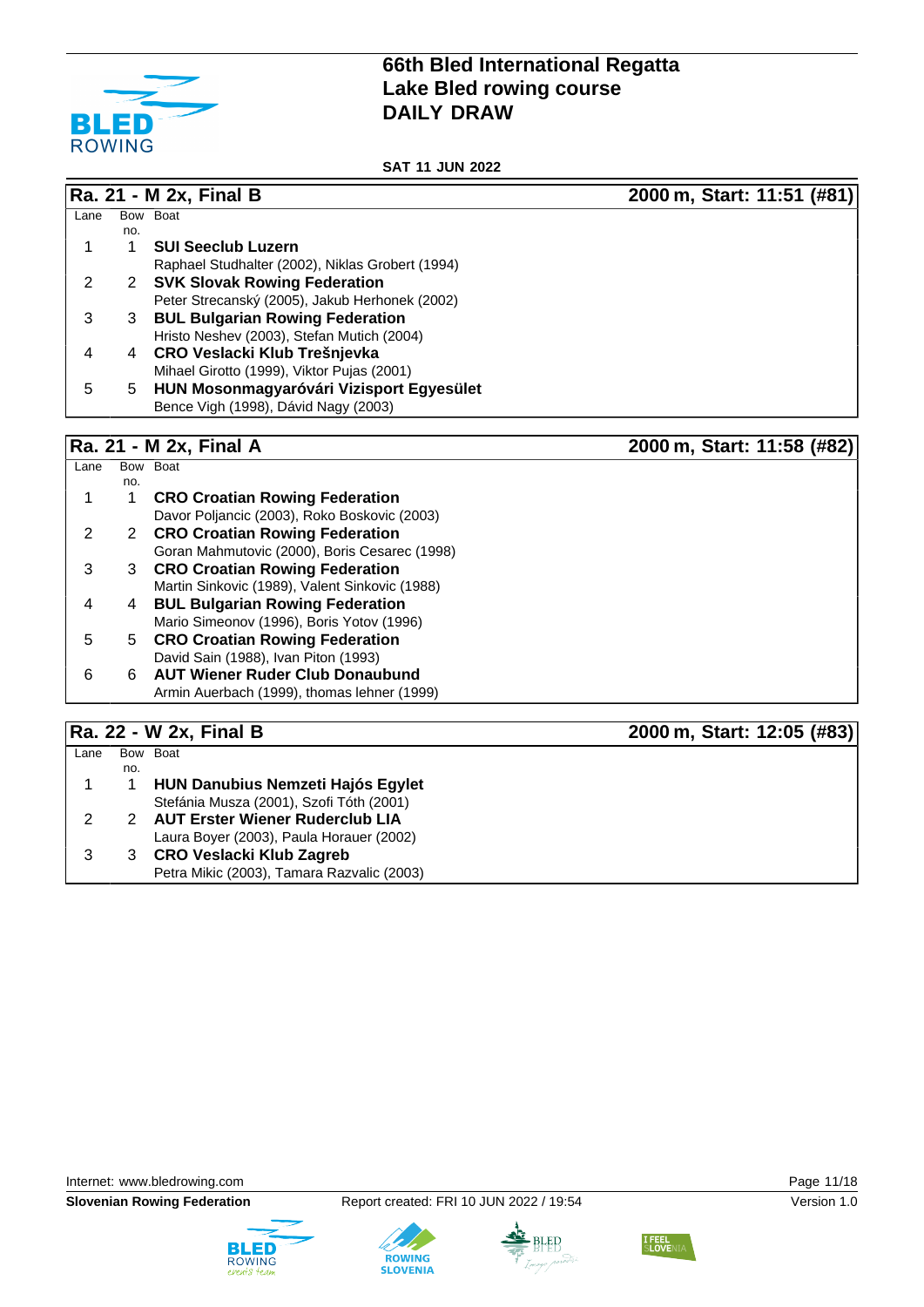# 66th Bled International Regatta
# Lake Bled rowing course
# DAILY DRAW

**SAT 11 JUN 2022**

## Ra. 21 - M 2x, Final B

**2000 m, Start: 11:51 (#81)**

| Lane | Bow no. | Boat |
|---|---|---|
| 1 | 1 | **SUI Seeclub Luzern**<br>Raphael Studhalter (2002), Niklas Grobert (1994) |
| 2 | 2 | **SVK Slovak Rowing Federation**<br>Peter Strecanský (2005), Jakub Herhonek (2002) |
| 3 | 3 | **BUL Bulgarian Rowing Federation**<br>Hristo Neshev (2003), Stefan Mutich (2004) |
| 4 | 4 | **CRO Veslacki Klub Trešnjevka**<br>Mihael Girotto (1999), Viktor Pujas (2001) |
| 5 | 5 | **HUN Mosonmagyaróvári Vizisport Egyesület**<br>Bence Vigh (1998), Dávid Nagy (2003) |

## Ra. 21 - M 2x, Final A

**2000 m, Start: 11:58 (#82)**

| Lane | Bow no. | Boat |
|---|---|---|
| 1 | 1 | **CRO Croatian Rowing Federation**<br>Davor Poljancic (2003), Roko Boskovic (2003) |
| 2 | 2 | **CRO Croatian Rowing Federation**<br>Goran Mahmutovic (2000), Boris Cesarec (1998) |
| 3 | 3 | **CRO Croatian Rowing Federation**<br>Martin Sinkovic (1989), Valent Sinkovic (1988) |
| 4 | 4 | **BUL Bulgarian Rowing Federation**<br>Mario Simeonov (1996), Boris Yotov (1996) |
| 5 | 5 | **CRO Croatian Rowing Federation**<br>David Sain (1988), Ivan Piton (1993) |
| 6 | 6 | **AUT Wiener Ruder Club Donaubund**<br>Armin Auerbach (1999), thomas lehner (1999) |

## Ra. 22 - W 2x, Final B

**2000 m, Start: 12:05 (#83)**

| Lane | Bow no. | Boat |
|---|---|---|
| 1 | 1 | **HUN Danubius Nemzeti Hajós Egylet**<br>Stefánia Musza (2001), Szofi Tóth (2001) |
| 2 | 2 | **AUT Erster Wiener Ruderclub LIA**<br>Laura Boyer (2003), Paula Horauer (2002) |
| 3 | 3 | **CRO Veslacki Klub Zagreb**<br>Petra Mikic (2003), Tamara Razvalic (2003) |

Internet: www.bledrowing.com

**Slovenian Rowing Federation** Report created: FRI 10 JUN 2022 / 19:54 Version 1.0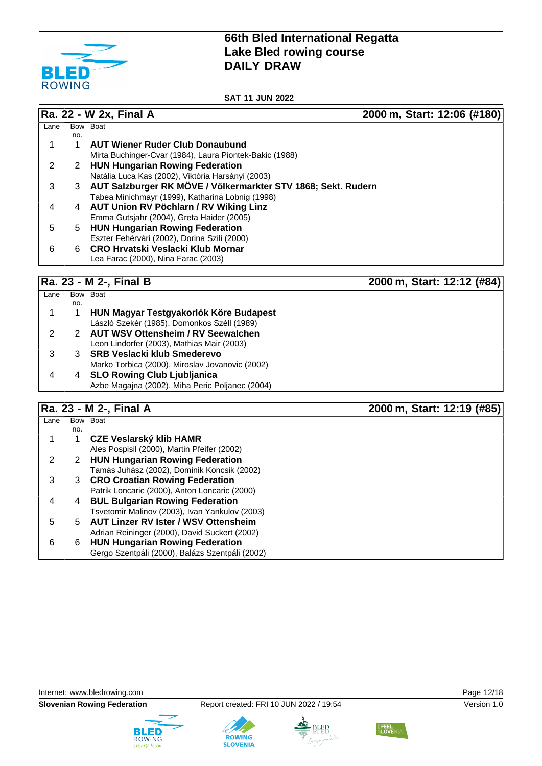# 66th Bled International Regatta
# Lake Bled rowing course
# DAILY DRAW

**SAT 11 JUN 2022**

## Ra. 22 - W 2x, Final A — 2000 m, Start: 12:06 (#180)

| Lane | Bow no. | Boat |
|---|---|---|
| 1 | 1 | **AUT Wiener Ruder Club Donaubund**<br>Mirta Buchinger-Cvar (1984), Laura Piontek-Bakic (1988) |
| 2 | 2 | **HUN Hungarian Rowing Federation**<br>Natália Luca Kas (2002), Viktória Harsányi (2003) |
| 3 | 3 | **AUT Salzburger RK MÖVE / Völkermarkter STV 1868; Sekt. Rudern**<br>Tabea Minichmayr (1999), Katharina Lobnig (1998) |
| 4 | 4 | **AUT Union RV Pöchlarn / RV Wiking Linz**<br>Emma Gutsjahr (2004), Greta Haider (2005) |
| 5 | 5 | **HUN Hungarian Rowing Federation**<br>Eszter Fehérvári (2002), Dorina Szili (2000) |
| 6 | 6 | **CRO Hrvatski Veslacki Klub Mornar**<br>Lea Farac (2000), Nina Farac (2003) |

## Ra. 23 - M 2-, Final B — 2000 m, Start: 12:12 (#84)

| Lane | Bow no. | Boat |
|---|---|---|
| 1 | 1 | **HUN Magyar Testgyakorlók Köre Budapest**<br>László Szekér (1985), Domonkos Széll (1989) |
| 2 | 2 | **AUT WSV Ottensheim / RV Seewalchen**<br>Leon Lindorfer (2003), Mathias Mair (2003) |
| 3 | 3 | **SRB Veslacki klub Smederevo**<br>Marko Torbica (2000), Miroslav Jovanovic (2002) |
| 4 | 4 | **SLO Rowing Club Ljubljanica**<br>Azbe Magajna (2002), Miha Peric Poljanec (2004) |

## Ra. 23 - M 2-, Final A — 2000 m, Start: 12:19 (#85)

| Lane | Bow no. | Boat |
|---|---|---|
| 1 | 1 | **CZE Veslarský klib HAMR**<br>Ales Pospisil (2000), Martin Pfeifer (2002) |
| 2 | 2 | **HUN Hungarian Rowing Federation**<br>Tamás Juhász (2002), Dominik Koncsik (2002) |
| 3 | 3 | **CRO Croatian Rowing Federation**<br>Patrik Loncaric (2000), Anton Loncaric (2000) |
| 4 | 4 | **BUL Bulgarian Rowing Federation**<br>Tsvetomir Malinov (2003), Ivan Yankulov (2003) |
| 5 | 5 | **AUT Linzer RV Ister / WSV Ottensheim**<br>Adrian Reininger (2000), David Suckert (2002) |
| 6 | 6 | **HUN Hungarian Rowing Federation**<br>Gergo Szentpáli (2000), Balázs Szentpáli (2002) |

Internet: www.bledrowing.com

**Slovenian Rowing Federation** — Report created: FRI 10 JUN 2022 / 19:54 — Version 1.0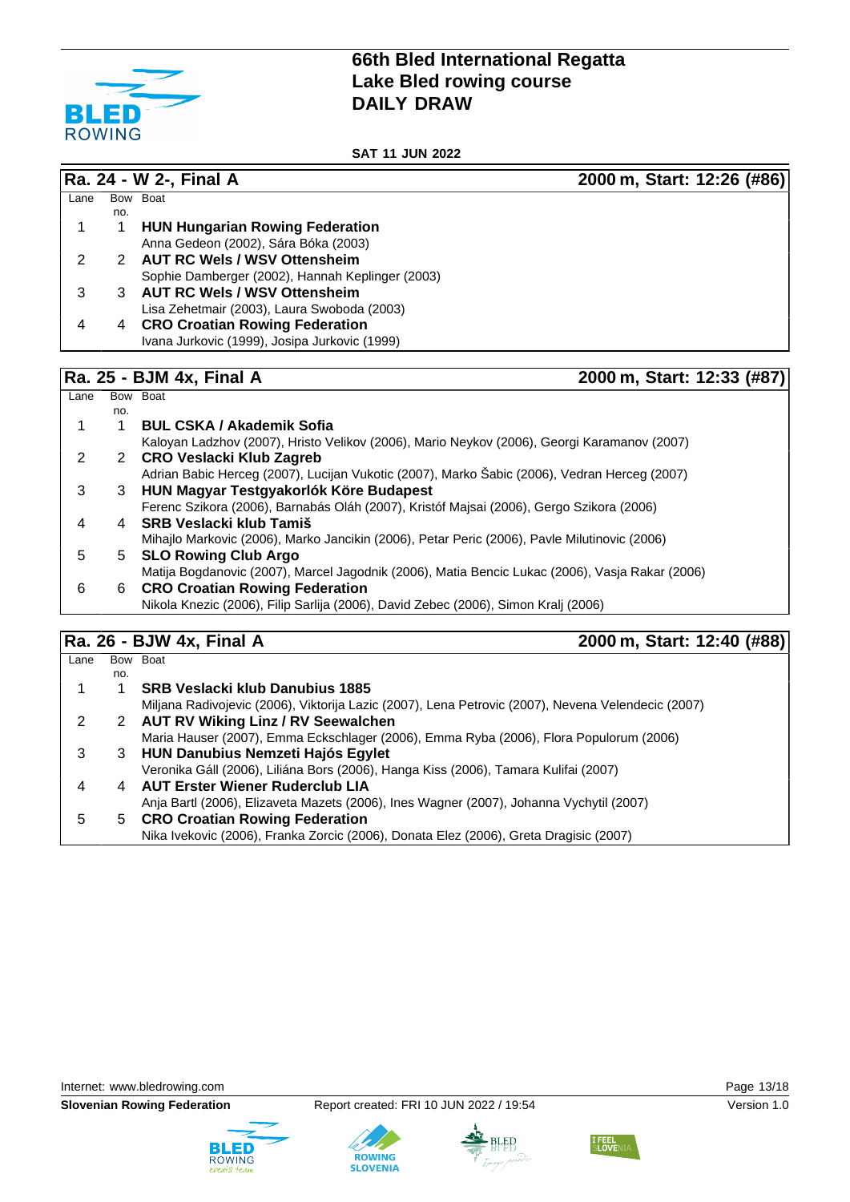# 66th Bled International Regatta
# Lake Bled rowing course
# DAILY DRAW

**SAT 11 JUN 2022**

## Ra. 24 - W 2-, Final A — 2000 m, Start: 12:26 (#86)

| Lane | Bow no. | Boat |
|---|---|---|
| 1 | 1 | **HUN Hungarian Rowing Federation** |
| | | Anna Gedeon (2002), Sára Bóka (2003) |
| 2 | 2 | **AUT RC Wels / WSV Ottensheim** |
| | | Sophie Damberger (2002), Hannah Keplinger (2003) |
| 3 | 3 | **AUT RC Wels / WSV Ottensheim** |
| | | Lisa Zehetmair (2003), Laura Swoboda (2003) |
| 4 | 4 | **CRO Croatian Rowing Federation** |
| | | Ivana Jurkovic (1999), Josipa Jurkovic (1999) |

## Ra. 25 - BJM 4x, Final A — 2000 m, Start: 12:33 (#87)

| Lane | Bow no. | Boat |
|---|---|---|
| 1 | 1 | **BUL CSKA / Akademik Sofia** |
| | | Kaloyan Ladzhov (2007), Hristo Velikov (2006), Mario Neykov (2006), Georgi Karamanov (2007) |
| 2 | 2 | **CRO Veslacki Klub Zagreb** |
| | | Adrian Babic Herceg (2007), Lucijan Vukotic (2007), Marko Šabic (2006), Vedran Herceg (2007) |
| 3 | 3 | **HUN Magyar Testgyakorlók Köre Budapest** |
| | | Ferenc Szikora (2006), Barnabás Oláh (2007), Kristóf Majsai (2006), Gergo Szikora (2006) |
| 4 | 4 | **SRB Veslacki klub Tamiš** |
| | | Mihajlo Markovic (2006), Marko Jancikin (2006), Petar Peric (2006), Pavle Milutinovic (2006) |
| 5 | 5 | **SLO Rowing Club Argo** |
| | | Matija Bogdanovic (2007), Marcel Jagodnik (2006), Matia Bencic Lukac (2006), Vasja Rakar (2006) |
| 6 | 6 | **CRO Croatian Rowing Federation** |
| | | Nikola Knezic (2006), Filip Sarlija (2006), David Zebec (2006), Simon Kralj (2006) |

## Ra. 26 - BJW 4x, Final A — 2000 m, Start: 12:40 (#88)

| Lane | Bow no. | Boat |
|---|---|---|
| 1 | 1 | **SRB Veslacki klub Danubius 1885** |
| | | Miljana Radivojevic (2006), Viktorija Lazic (2007), Lena Petrovic (2007), Nevena Velendecic (2007) |
| 2 | 2 | **AUT RV Wiking Linz / RV Seewalchen** |
| | | Maria Hauser (2007), Emma Eckschlager (2006), Emma Ryba (2006), Flora Populorum (2006) |
| 3 | 3 | **HUN Danubius Nemzeti Hajós Egylet** |
| | | Veronika Gáll (2006), Liliána Bors (2006), Hanga Kiss (2006), Tamara Kulifai (2007) |
| 4 | 4 | **AUT Erster Wiener Ruderclub LIA** |
| | | Anja Bartl (2006), Elizaveta Mazets (2006), Ines Wagner (2007), Johanna Vychytil (2007) |
| 5 | 5 | **CRO Croatian Rowing Federation** |
| | | Nika Ivekovic (2006), Franka Zorcic (2006), Donata Elez (2006), Greta Dragisic (2007) |

Internet: www.bledrowing.com

**Slovenian Rowing Federation** — Report created: FRI 10 JUN 2022 / 19:54 — Version 1.0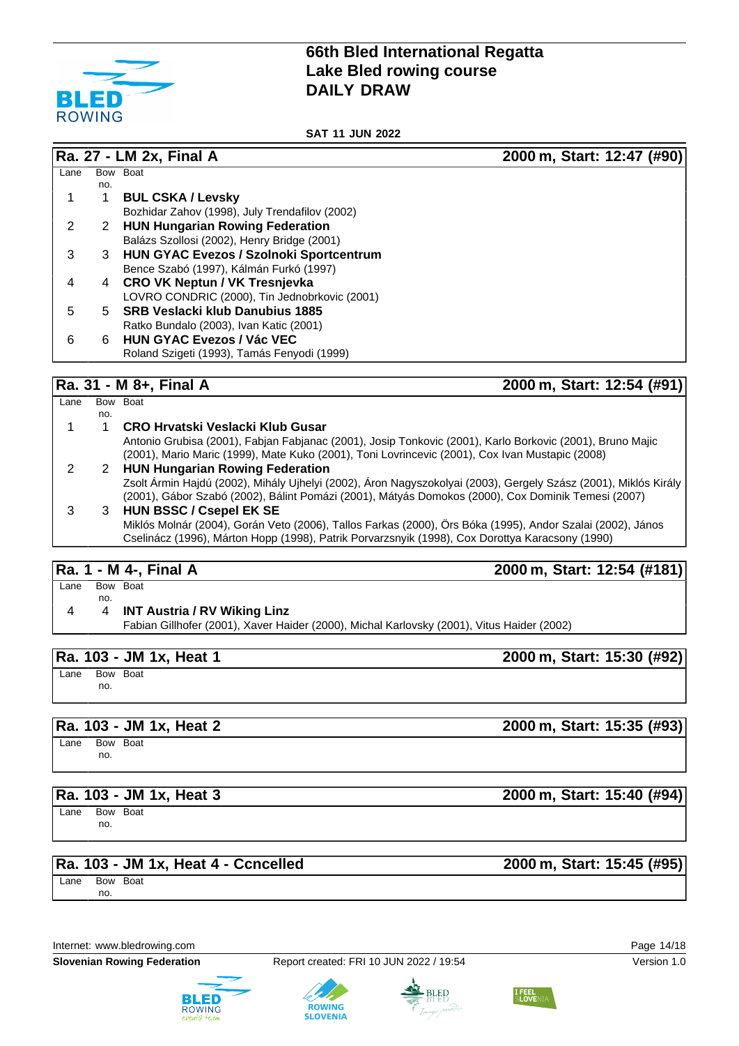# 66th Bled International Regatta
# Lake Bled rowing course
# DAILY DRAW

**SAT 11 JUN 2022**

## Ra. 27 - LM 2x, Final A — 2000 m, Start: 12:47 (#90)

| Lane | Bow no. | Boat |
|---|---|---|
| 1 | 1 | **BUL CSKA / Levsky**<br>Bozhidar Zahov (1998), July Trendafilov (2002) |
| 2 | 2 | **HUN Hungarian Rowing Federation**<br>Balázs Szollosi (2002), Henry Bridge (2001) |
| 3 | 3 | **HUN GYAC Evezos / Szolnoki Sportcentrum**<br>Bence Szabó (1997), Kálmán Furkó (1997) |
| 4 | 4 | **CRO VK Neptun / VK Tresnjevka**<br>LOVRO CONDRIC (2000), Tin Jednobrkovic (2001) |
| 5 | 5 | **SRB Veslacki klub Danubius 1885**<br>Ratko Bundalo (2003), Ivan Katic (2001) |
| 6 | 6 | **HUN GYAC Evezos / Vác VEC**<br>Roland Szigeti (1993), Tamás Fenyodi (1999) |

## Ra. 31 - M 8+, Final A — 2000 m, Start: 12:54 (#91)

| Lane | Bow no. | Boat |
|---|---|---|
| 1 | 1 | **CRO Hrvatski Veslacki Klub Gusar**<br>Antonio Grubisa (2001), Fabjan Fabjanac (2001), Josip Tonkovic (2001), Karlo Borkovic (2001), Bruno Majic (2001), Mario Maric (1999), Mate Kuko (2001), Toni Lovrincevic (2001), Cox Ivan Mustapic (2008) |
| 2 | 2 | **HUN Hungarian Rowing Federation**<br>Zsolt Ármin Hajdú (2002), Mihály Ujhelyi (2002), Áron Nagyszokolyai (2003), Gergely Szász (2001), Miklós Király (2001), Gábor Szabó (2002), Bálint Pomázi (2001), Mátyás Domokos (2000), Cox Dominik Temesi (2007) |
| 3 | 3 | **HUN BSSC / Csepel EK SE**<br>Miklós Molnár (2004), Gorán Veto (2006), Tallos Farkas (2000), Örs Bóka (1995), Andor Szalai (2002), János Cselinácz (1996), Márton Hopp (1998), Patrik Porvarzsnyik (1998), Cox Dorottya Karacsony (1990) |

## Ra. 1 - M 4-, Final A — 2000 m, Start: 12:54 (#181)

| Lane | Bow no. | Boat |
|---|---|---|
| 4 | 4 | **INT Austria / RV Wiking Linz**<br>Fabian Gillhofer (2001), Xaver Haider (2000), Michal Karlovsky (2001), Vitus Haider (2002) |

## Ra. 103 - JM 1x, Heat 1 — 2000 m, Start: 15:30 (#92)

| Lane | Bow no. | Boat |
|---|---|---|

## Ra. 103 - JM 1x, Heat 2 — 2000 m, Start: 15:35 (#93)

| Lane | Bow no. | Boat |
|---|---|---|

## Ra. 103 - JM 1x, Heat 3 — 2000 m, Start: 15:40 (#94)

| Lane | Bow no. | Boat |
|---|---|---|

## Ra. 103 - JM 1x, Heat 4 - Ccncelled — 2000 m, Start: 15:45 (#95)

| Lane | Bow no. | Boat |
|---|---|---|

Internet: www.bledrowing.com

**Slovenian Rowing Federation** — Report created: FRI 10 JUN 2022 / 19:54 — Version 1.0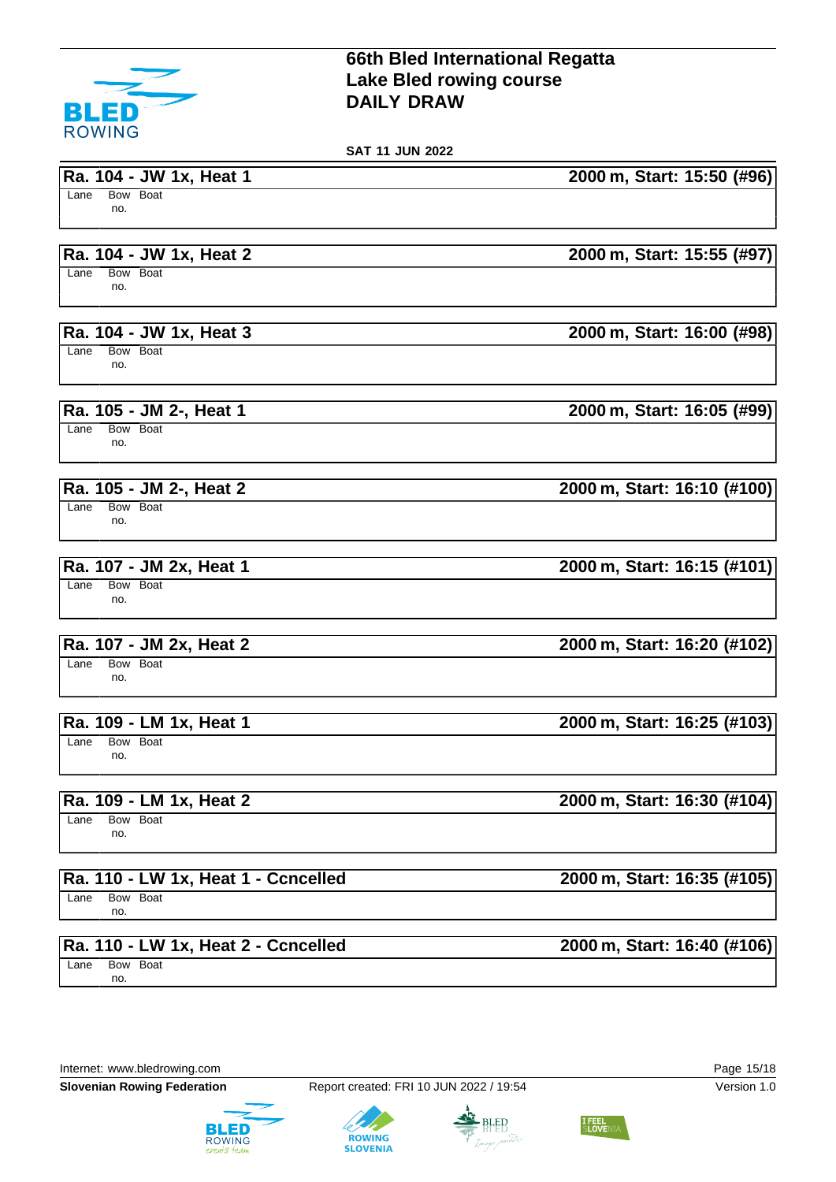# 66th Bled International Regatta
# Lake Bled rowing course
# DAILY DRAW

**SAT 11 JUN 2022**

## Ra. 104 - JW 1x, Heat 1 — 2000 m, Start: 15:50 (#96)

| Lane | Bow no. | Boat |
|---|---|---|

## Ra. 104 - JW 1x, Heat 2 — 2000 m, Start: 15:55 (#97)

| Lane | Bow no. | Boat |
|---|---|---|

## Ra. 104 - JW 1x, Heat 3 — 2000 m, Start: 16:00 (#98)

| Lane | Bow no. | Boat |
|---|---|---|

## Ra. 105 - JM 2-, Heat 1 — 2000 m, Start: 16:05 (#99)

| Lane | Bow no. | Boat |
|---|---|---|

## Ra. 105 - JM 2-, Heat 2 — 2000 m, Start: 16:10 (#100)

| Lane | Bow no. | Boat |
|---|---|---|

## Ra. 107 - JM 2x, Heat 1 — 2000 m, Start: 16:15 (#101)

| Lane | Bow no. | Boat |
|---|---|---|

## Ra. 107 - JM 2x, Heat 2 — 2000 m, Start: 16:20 (#102)

| Lane | Bow no. | Boat |
|---|---|---|

## Ra. 109 - LM 1x, Heat 1 — 2000 m, Start: 16:25 (#103)

| Lane | Bow no. | Boat |
|---|---|---|

## Ra. 109 - LM 1x, Heat 2 — 2000 m, Start: 16:30 (#104)

| Lane | Bow no. | Boat |
|---|---|---|

## Ra. 110 - LW 1x, Heat 1 - Ccncelled — 2000 m, Start: 16:35 (#105)

| Lane | Bow no. | Boat |
|---|---|---|

## Ra. 110 - LW 1x, Heat 2 - Ccncelled — 2000 m, Start: 16:40 (#106)

| Lane | Bow no. | Boat |
|---|---|---|

Internet: www.bledrowing.com

**Slovenian Rowing Federation** Report created: FRI 10 JUN 2022 / 19:54 Version 1.0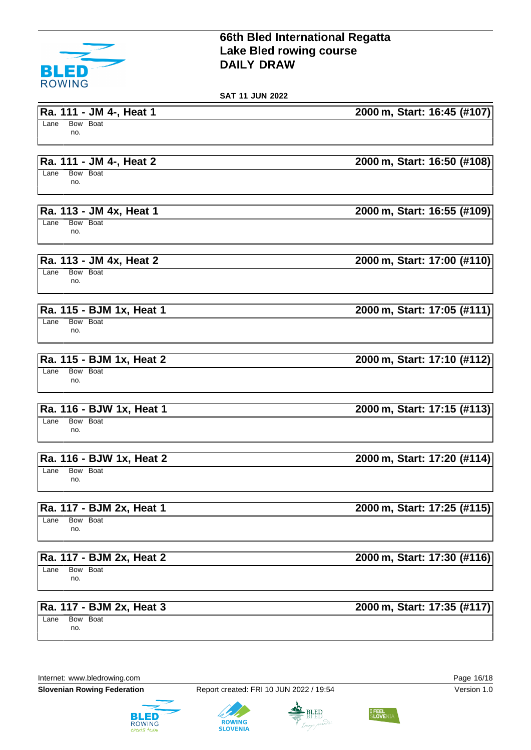# 66th Bled International Regatta
## Lake Bled rowing course
## DAILY DRAW

**SAT 11 JUN 2022**

### Ra. 111 - JM 4-, Heat 1 — 2000 m, Start: 16:45 (#107)

| Lane | Bow no. | Boat |
|---|---|---|

### Ra. 111 - JM 4-, Heat 2 — 2000 m, Start: 16:50 (#108)

| Lane | Bow no. | Boat |
|---|---|---|

### Ra. 113 - JM 4x, Heat 1 — 2000 m, Start: 16:55 (#109)

| Lane | Bow no. | Boat |
|---|---|---|

### Ra. 113 - JM 4x, Heat 2 — 2000 m, Start: 17:00 (#110)

| Lane | Bow no. | Boat |
|---|---|---|

### Ra. 115 - BJM 1x, Heat 1 — 2000 m, Start: 17:05 (#111)

| Lane | Bow no. | Boat |
|---|---|---|

### Ra. 115 - BJM 1x, Heat 2 — 2000 m, Start: 17:10 (#112)

| Lane | Bow no. | Boat |
|---|---|---|

### Ra. 116 - BJW 1x, Heat 1 — 2000 m, Start: 17:15 (#113)

| Lane | Bow no. | Boat |
|---|---|---|

### Ra. 116 - BJW 1x, Heat 2 — 2000 m, Start: 17:20 (#114)

| Lane | Bow no. | Boat |
|---|---|---|

### Ra. 117 - BJM 2x, Heat 1 — 2000 m, Start: 17:25 (#115)

| Lane | Bow no. | Boat |
|---|---|---|

### Ra. 117 - BJM 2x, Heat 2 — 2000 m, Start: 17:30 (#116)

| Lane | Bow no. | Boat |
|---|---|---|

### Ra. 117 - BJM 2x, Heat 3 — 2000 m, Start: 17:35 (#117)

| Lane | Bow no. | Boat |
|---|---|---|

Internet: www.bledrowing.com

**Slovenian Rowing Federation** — Report created: FRI 10 JUN 2022 / 19:54 — Version 1.0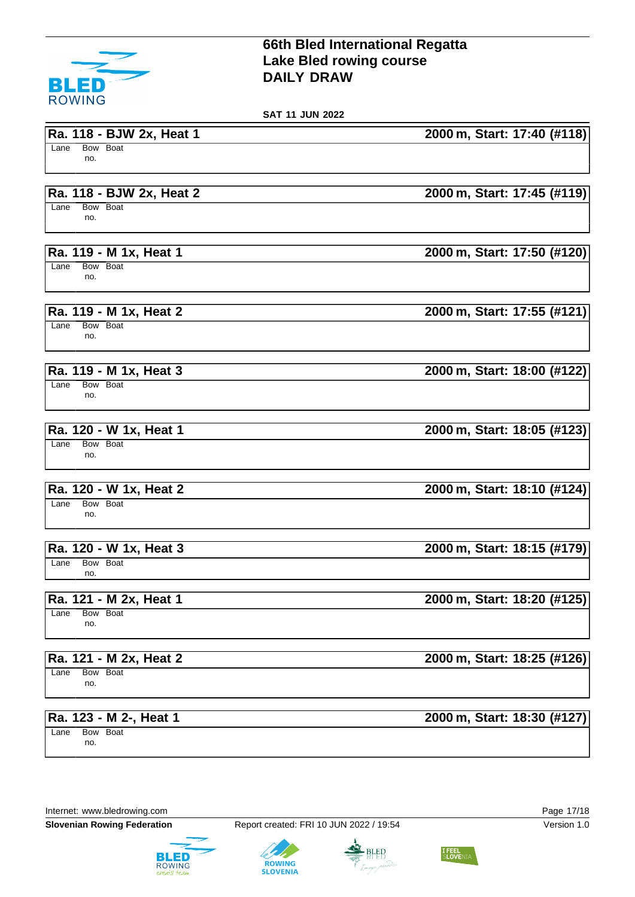# 66th Bled International Regatta
# Lake Bled rowing course
# DAILY DRAW

**SAT 11 JUN 2022**

## Ra. 118 - BJW 2x, Heat 1 — 2000 m, Start: 17:40 (#118)

| Lane | Bow no. | Boat |
| --- | --- | --- |

## Ra. 118 - BJW 2x, Heat 2 — 2000 m, Start: 17:45 (#119)

| Lane | Bow no. | Boat |
| --- | --- | --- |

## Ra. 119 - M 1x, Heat 1 — 2000 m, Start: 17:50 (#120)

| Lane | Bow no. | Boat |
| --- | --- | --- |

## Ra. 119 - M 1x, Heat 2 — 2000 m, Start: 17:55 (#121)

| Lane | Bow no. | Boat |
| --- | --- | --- |

## Ra. 119 - M 1x, Heat 3 — 2000 m, Start: 18:00 (#122)

| Lane | Bow no. | Boat |
| --- | --- | --- |

## Ra. 120 - W 1x, Heat 1 — 2000 m, Start: 18:05 (#123)

| Lane | Bow no. | Boat |
| --- | --- | --- |

## Ra. 120 - W 1x, Heat 2 — 2000 m, Start: 18:10 (#124)

| Lane | Bow no. | Boat |
| --- | --- | --- |

## Ra. 120 - W 1x, Heat 3 — 2000 m, Start: 18:15 (#179)

| Lane | Bow no. | Boat |
| --- | --- | --- |

## Ra. 121 - M 2x, Heat 1 — 2000 m, Start: 18:20 (#125)

| Lane | Bow no. | Boat |
| --- | --- | --- |

## Ra. 121 - M 2x, Heat 2 — 2000 m, Start: 18:25 (#126)

| Lane | Bow no. | Boat |
| --- | --- | --- |

## Ra. 123 - M 2-, Heat 1 — 2000 m, Start: 18:30 (#127)

| Lane | Bow no. | Boat |
| --- | --- | --- |

Internet: www.bledrowing.com

**Slovenian Rowing Federation** — Report created: FRI 10 JUN 2022 / 19:54 — Version 1.0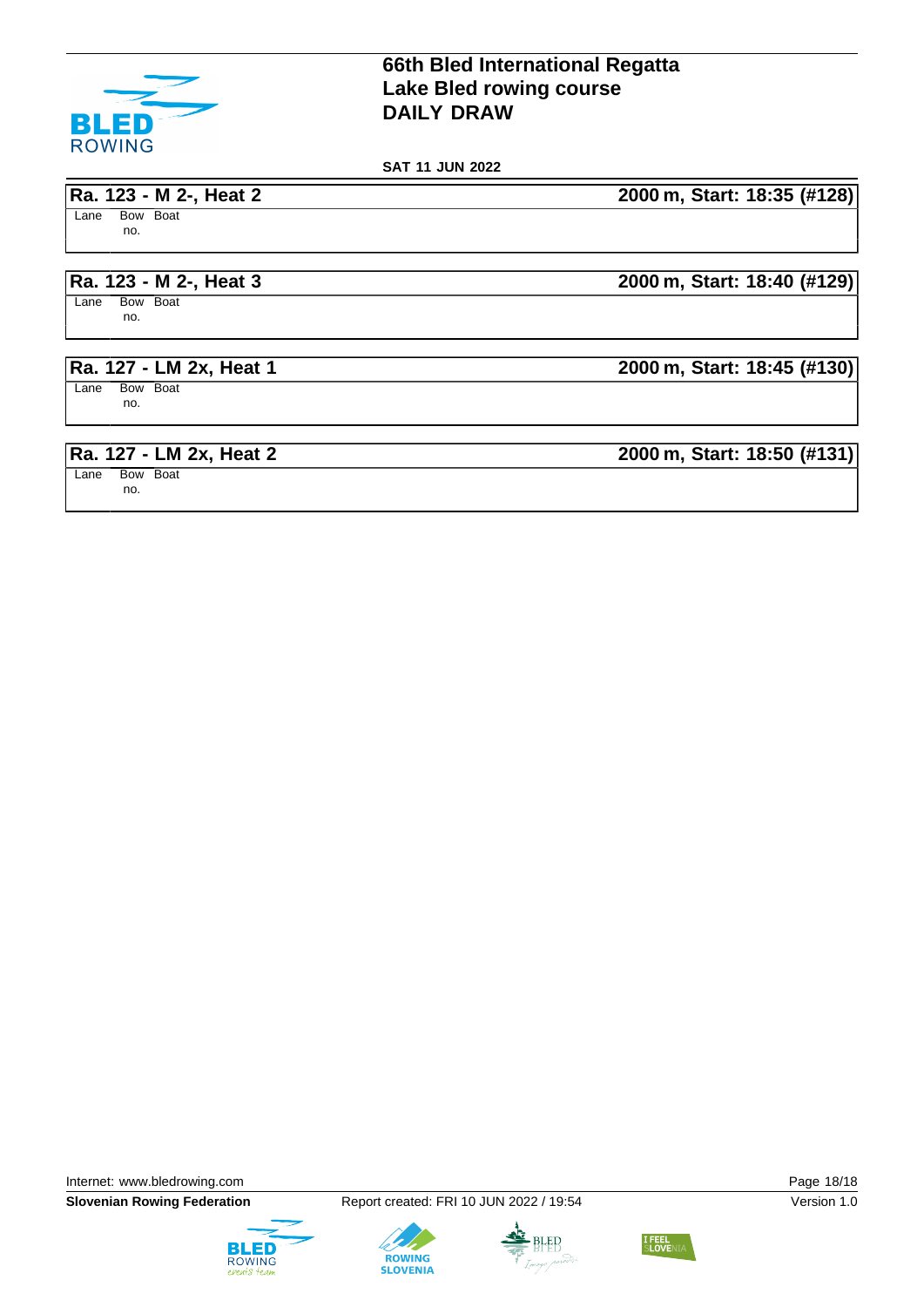# 66th Bled International Regatta
# Lake Bled rowing course
# DAILY DRAW

**SAT 11 JUN 2022**

## Ra. 123 - M 2-, Heat 2 — 2000 m, Start: 18:35 (#128)

| Lane | Bow no. | Boat |
|---|---|---|

## Ra. 123 - M 2-, Heat 3 — 2000 m, Start: 18:40 (#129)

| Lane | Bow no. | Boat |
|---|---|---|

## Ra. 127 - LM 2x, Heat 1 — 2000 m, Start: 18:45 (#130)

| Lane | Bow no. | Boat |
|---|---|---|

## Ra. 127 - LM 2x, Heat 2 — 2000 m, Start: 18:50 (#131)

| Lane | Bow no. | Boat |
|---|---|---|

Internet: www.bledrowing.com

**Slovenian Rowing Federation** Report created: FRI 10 JUN 2022 / 19:54 Version 1.0